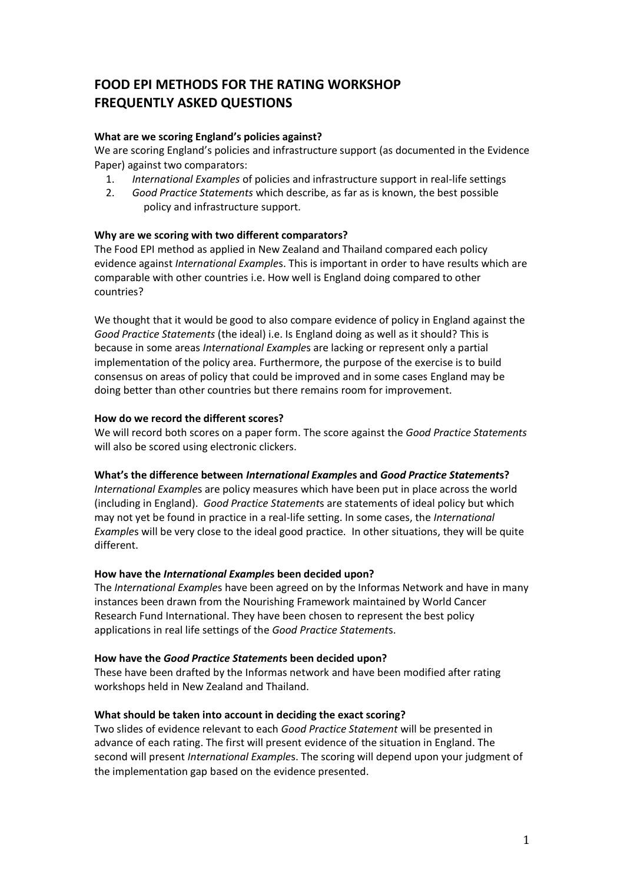# FOOD EPI METHODS FOR THE RATING WORKSHOP
# FREQUENTLY ASKED QUESTIONS

**What are we scoring England's policies against?**

We are scoring England's policies and infrastructure support (as documented in the Evidence Paper) against two comparators:

1. *International Examples* of policies and infrastructure support in real-life settings
2. *Good Practice Statements* which describe, as far as is known, the best possible policy and infrastructure support.

**Why are we scoring with two different comparators?**

The Food EPI method as applied in New Zealand and Thailand compared each policy evidence against *International Example*s. This is important in order to have results which are comparable with other countries i.e. How well is England doing compared to other countries?

We thought that it would be good to also compare evidence of policy in England against the *Good Practice Statements* (the ideal) i.e. Is England doing as well as it should? This is because in some areas *International Example*s are lacking or represent only a partial implementation of the policy area. Furthermore, the purpose of the exercise is to build consensus on areas of policy that could be improved and in some cases England may be doing better than other countries but there remains room for improvement.

**How do we record the different scores?**

We will record both scores on a paper form. The score against the *Good Practice Statements* will also be scored using electronic clickers.

**What's the difference between *International Example*s and *Good Practice Statement*s?**

*International Example*s are policy measures which have been put in place across the world (including in England). *Good Practice Statement*s are statements of ideal policy but which may not yet be found in practice in a real-life setting. In some cases, the *International Example*s will be very close to the ideal good practice. In other situations, they will be quite different.

**How have the *International Example*s been decided upon?**

The *International Example*s have been agreed on by the Informas Network and have in many instances been drawn from the Nourishing Framework maintained by World Cancer Research Fund International. They have been chosen to represent the best policy applications in real life settings of the *Good Practice Statement*s.

**How have the *Good Practice Statement*s been decided upon?**

These have been drafted by the Informas network and have been modified after rating workshops held in New Zealand and Thailand.

**What should be taken into account in deciding the exact scoring?**

Two slides of evidence relevant to each *Good Practice Statement* will be presented in advance of each rating. The first will present evidence of the situation in England. The second will present *International Example*s. The scoring will depend upon your judgment of the implementation gap based on the evidence presented.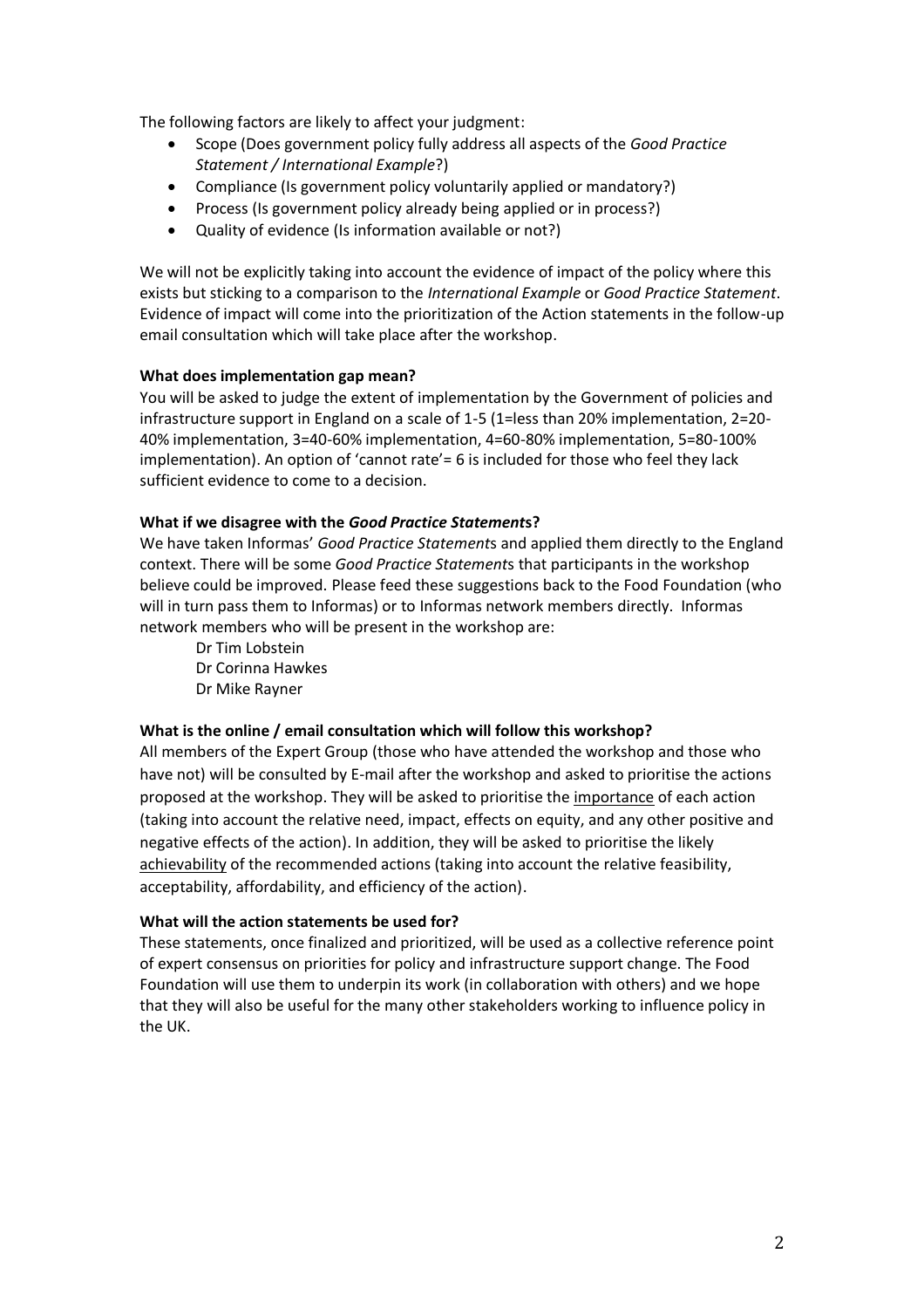The following factors are likely to affect your judgment:

- Scope (Does government policy fully address all aspects of the *Good Practice Statement / International Example*?)
- Compliance (Is government policy voluntarily applied or mandatory?)
- Process (Is government policy already being applied or in process?)
- Quality of evidence (Is information available or not?)

We will not be explicitly taking into account the evidence of impact of the policy where this exists but sticking to a comparison to the *International Example* or *Good Practice Statement*. Evidence of impact will come into the prioritization of the Action statements in the follow-up email consultation which will take place after the workshop.

**What does implementation gap mean?**

You will be asked to judge the extent of implementation by the Government of policies and infrastructure support in England on a scale of 1-5 (1=less than 20% implementation, 2=20-40% implementation, 3=40-60% implementation, 4=60-80% implementation, 5=80-100% implementation). An option of 'cannot rate'= 6 is included for those who feel they lack sufficient evidence to come to a decision.

**What if we disagree with the *Good Practice Statement*s?**

We have taken Informas' *Good Practice Statement*s and applied them directly to the England context. There will be some *Good Practice Statement*s that participants in the workshop believe could be improved. Please feed these suggestions back to the Food Foundation (who will in turn pass them to Informas) or to Informas network members directly. Informas network members who will be present in the workshop are:

Dr Tim Lobstein
Dr Corinna Hawkes
Dr Mike Rayner

**What is the online / email consultation which will follow this workshop?**

All members of the Expert Group (those who have attended the workshop and those who have not) will be consulted by E-mail after the workshop and asked to prioritise the actions proposed at the workshop. They will be asked to prioritise the importance of each action (taking into account the relative need, impact, effects on equity, and any other positive and negative effects of the action). In addition, they will be asked to prioritise the likely achievability of the recommended actions (taking into account the relative feasibility, acceptability, affordability, and efficiency of the action).

**What will the action statements be used for?**

These statements, once finalized and prioritized, will be used as a collective reference point of expert consensus on priorities for policy and infrastructure support change. The Food Foundation will use them to underpin its work (in collaboration with others) and we hope that they will also be useful for the many other stakeholders working to influence policy in the UK.